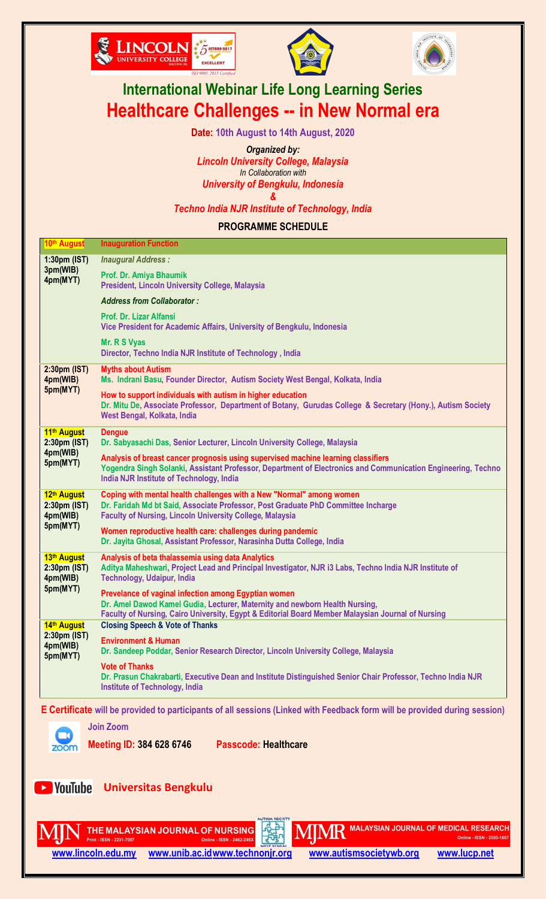# International Webinar Life Long Learning Series

# Healthcare Challenges -- in New Normal era

**Date: 10th August to 14th August, 2020**

***Organized by:***

***Lincoln University College, Malaysia***

*In Collaboration with*

***University of Bengkulu, Indonesia***

***&***

***Techno India NJR Institute of Technology, India***

## PROGRAMME SCHEDULE

| 10th August | Inauguration Function |
|---|---|
| 1:30pm (IST) 3pm(WIB) 4pm(MYT) | ***Inaugural Address :*** **Prof. Dr. Amiya Bhaumik** **President, Lincoln University College, Malaysia** ***Address from Collaborator :*** **Prof. Dr. Lizar Alfansi** **Vice President for Academic Affairs, University of Bengkulu, Indonesia** **Mr. R S Vyas** **Director, Techno India NJR Institute of Technology , India** |
| 2:30pm (IST) 4pm(WIB) 5pm(MYT) | **Myths about Autism** **Ms. Indrani Basu, Founder Director, Autism Society West Bengal, Kolkata, India** **How to support individuals with autism in higher education** **Dr. Mitu De, Associate Professor, Department of Botany, Gurudas College & Secretary (Hony.), Autism Society West Bengal, Kolkata, India** |
| **11th August** 2:30pm (IST) 4pm(WIB) 5pm(MYT) | **Dengue** **Dr. Sabyasachi Das, Senior Lecturer, Lincoln University College, Malaysia** **Analysis of breast cancer prognosis using supervised machine learning classifiers** **Yogendra Singh Solanki, Assistant Professor, Department of Electronics and Communication Engineering, Techno India NJR Institute of Technology, India** |
| **12th August** 2:30pm (IST) 4pm(WIB) 5pm(MYT) | **Coping with mental health challenges with a New "Normal" among women** **Dr. Faridah Md bt Said, Associate Professor, Post Graduate PhD Committee Incharge Faculty of Nursing, Lincoln University College, Malaysia** **Women reproductive health care: challenges during pandemic** **Dr. Jayita Ghosal, Assistant Professor, Narasinha Dutta College, India** |
| **13th August** 2:30pm (IST) 4pm(WIB) 5pm(MYT) | **Analysis of beta thalassemia using data Analytics** **Aditya Maheshwari, Project Lead and Principal Investigator, NJR i3 Labs, Techno India NJR Institute of Technology, Udaipur, India** **Prevelance of vaginal infection among Egyptian women** **Dr. Amel Dawod Kamel Gudia, Lecturer, Maternity and newborn Health Nursing, Faculty of Nursing, Cairo University, Egypt & Editorial Board Member Malaysian Journal of Nursing** |
| **14th August** 2:30pm (IST) 4pm(WIB) 5pm(MYT) | **Closing Speech & Vote of Thanks** **Environment & Human** **Dr. Sandeep Poddar, Senior Research Director, Lincoln University College, Malaysia** **Vote of Thanks** **Dr. Prasun Chakrabarti, Executive Dean and Institute Distinguished Senior Chair Professor, Techno India NJR Institute of Technology, India** |

**E Certificate will be provided to participants of all sessions (Linked with Feedback form will be provided during session)**

**Join Zoom**

**Meeting ID: 384 628 6746 Passcode: Healthcare**

**YouTube Universitas Bengkulu**

THE MALAYSIAN JOURNAL OF NURSING Print - ISSN - 2231-7007 Online - ISSN - 2462-246X

MALAYSIAN JOURNAL OF MEDICAL RESEARCH Online - ISSN - 2550-1607

www.lincoln.edu.my www.unib.ac.id www.technonjr.org www.autismsocietywb.org www.lucp.net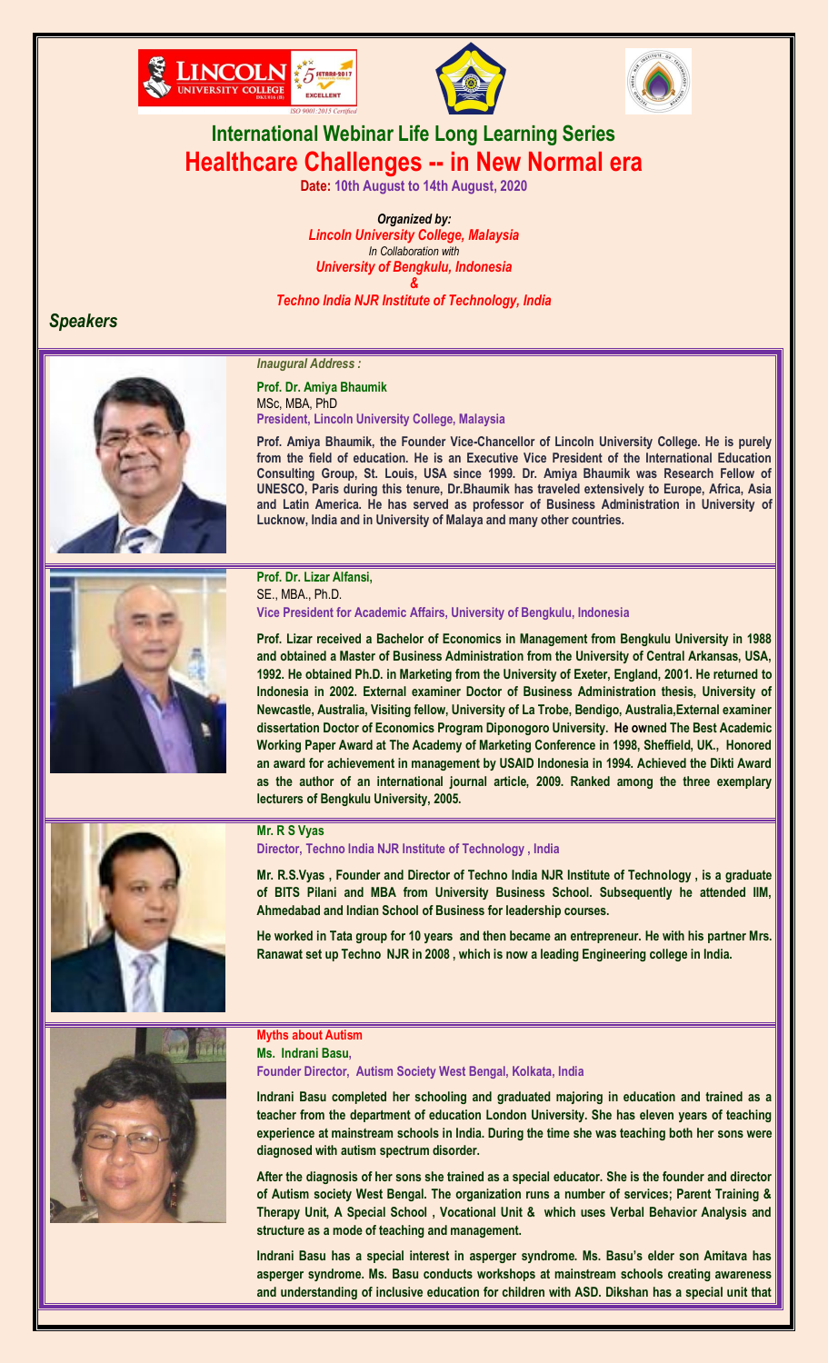# International Webinar Life Long Learning Series

# Healthcare Challenges -- in New Normal era

**Date: 10th August to 14th August, 2020**

*Organized by:*
*Lincoln University College, Malaysia*
*In Collaboration with*
*University of Bengkulu, Indonesia*
*&*
*Techno India NJR Institute of Technology, India*

## *Speakers*

*Inaugural Address :*

**Prof. Dr. Amiya Bhaumik**
MSc, MBA, PhD
**President, Lincoln University College, Malaysia**

**Prof. Amiya Bhaumik, the Founder Vice-Chancellor of Lincoln University College. He is purely from the field of education. He is an Executive Vice President of the International Education Consulting Group, St. Louis, USA since 1999. Dr. Amiya Bhaumik was Research Fellow of UNESCO, Paris during this tenure, Dr.Bhaumik has traveled extensively to Europe, Africa, Asia and Latin America. He has served as professor of Business Administration in University of Lucknow, India and in University of Malaya and many other countries.**

**Prof. Dr. Lizar Alfansi,**
SE., MBA., Ph.D.
**Vice President for Academic Affairs, University of Bengkulu, Indonesia**

**Prof. Lizar received a Bachelor of Economics in Management from Bengkulu University in 1988 and obtained a Master of Business Administration from the University of Central Arkansas, USA, 1992. He obtained Ph.D. in Marketing from the University of Exeter, England, 2001. He returned to Indonesia in 2002. External examiner Doctor of Business Administration thesis, University of Newcastle, Australia, Visiting fellow, University of La Trobe, Bendigo, Australia,External examiner dissertation Doctor of Economics Program Diponogoro University. He owned The Best Academic Working Paper Award at The Academy of Marketing Conference in 1998, Sheffield, UK., Honored an award for achievement in management by USAID Indonesia in 1994. Achieved the Dikti Award as the author of an international journal article, 2009. Ranked among the three exemplary lecturers of Bengkulu University, 2005.**

**Mr. R S Vyas**
**Director, Techno India NJR Institute of Technology , India**

**Mr. R.S.Vyas , Founder and Director of Techno India NJR Institute of Technology , is a graduate of BITS Pilani and MBA from University Business School. Subsequently he attended IIM, Ahmedabad and Indian School of Business for leadership courses.**

**He worked in Tata group for 10 years and then became an entrepreneur. He with his partner Mrs. Ranawat set up Techno NJR in 2008 , which is now a leading Engineering college in India.**

**Myths about Autism**
**Ms. Indrani Basu,**
**Founder Director, Autism Society West Bengal, Kolkata, India**

**Indrani Basu completed her schooling and graduated majoring in education and trained as a teacher from the department of education London University. She has eleven years of teaching experience at mainstream schools in India. During the time she was teaching both her sons were diagnosed with autism spectrum disorder.**

**After the diagnosis of her sons she trained as a special educator. She is the founder and director of Autism society West Bengal. The organization runs a number of services; Parent Training & Therapy Unit, A Special School , Vocational Unit & which uses Verbal Behavior Analysis and structure as a mode of teaching and management.**

**Indrani Basu has a special interest in asperger syndrome. Ms. Basu's elder son Amitava has asperger syndrome. Ms. Basu conducts workshops at mainstream schools creating awareness and understanding of inclusive education for children with ASD. Dikshan has a special unit that**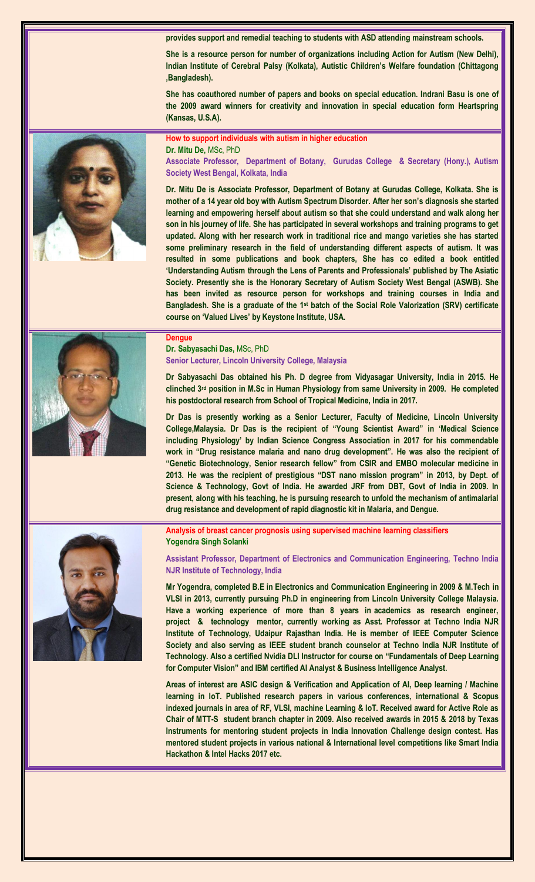provides support and remedial teaching to students with ASD attending mainstream schools.

She is a resource person for number of organizations including Action for Autism (New Delhi), Indian Institute of Cerebral Palsy (Kolkata), Autistic Children's Welfare foundation (Chittagong ,Bangladesh).

She has coauthored number of papers and books on special education. Indrani Basu is one of the 2009 award winners for creativity and innovation in special education form Heartspring (Kansas, U.S.A).

### How to support individuals with autism in higher education

**Dr. Mitu De,** MSc, PhD

**Associate Professor, Department of Botany, Gurudas College & Secretary (Hony.), Autism Society West Bengal, Kolkata, India**

Dr. Mitu De is Associate Professor, Department of Botany at Gurudas College, Kolkata. She is mother of a 14 year old boy with Autism Spectrum Disorder. After her son's diagnosis she started learning and empowering herself about autism so that she could understand and walk along her son in his journey of life. She has participated in several workshops and training programs to get updated. Along with her research work in traditional rice and mango varieties she has started some preliminary research in the field of understanding different aspects of autism. It was resulted in some publications and book chapters, She has co edited a book entitled 'Understanding Autism through the Lens of Parents and Professionals' published by The Asiatic Society. Presently she is the Honorary Secretary of Autism Society West Bengal (ASWB). She has been invited as resource person for workshops and training courses in India and Bangladesh. She is a graduate of the 1st batch of the Social Role Valorization (SRV) certificate course on 'Valued Lives' by Keystone Institute, USA.

### Dengue

**Dr. Sabyasachi Das,** MSc, PhD

**Senior Lecturer, Lincoln University College, Malaysia**

Dr Sabyasachi Das obtained his Ph. D degree from Vidyasagar University, India in 2015. He clinched 3rd position in M.Sc in Human Physiology from same University in 2009. He completed his postdoctoral research from School of Tropical Medicine, India in 2017.

Dr Das is presently working as a Senior Lecturer, Faculty of Medicine, Lincoln University College,Malaysia. Dr Das is the recipient of "Young Scientist Award" in 'Medical Science including Physiology' by Indian Science Congress Association in 2017 for his commendable work in "Drug resistance malaria and nano drug development". He was also the recipient of "Genetic Biotechnology, Senior research fellow" from CSIR and EMBO molecular medicine in 2013. He was the recipient of prestigious "DST nano mission program" in 2013, by Dept. of Science & Technology, Govt of India. He awarded JRF from DBT, Govt of India in 2009. In present, along with his teaching, he is pursuing research to unfold the mechanism of antimalarial drug resistance and development of rapid diagnostic kit in Malaria, and Dengue.

### Analysis of breast cancer prognosis using supervised machine learning classifiers

**Yogendra Singh Solanki**

**Assistant Professor, Department of Electronics and Communication Engineering, Techno India NJR Institute of Technology, India**

Mr Yogendra, completed B.E in Electronics and Communication Engineering in 2009 & M.Tech in VLSI in 2013, currently pursuing Ph.D in engineering from Lincoln University College Malaysia. Have a working experience of more than 8 years in academics as research engineer, project & technology mentor, currently working as Asst. Professor at Techno India NJR Institute of Technology, Udaipur Rajasthan India. He is member of IEEE Computer Science Society and also serving as IEEE student branch counselor at Techno India NJR Institute of Technology. Also a certified Nvidia DLI Instructor for course on "Fundamentals of Deep Learning for Computer Vision" and IBM certified AI Analyst & Business Intelligence Analyst.

Areas of interest are ASIC design & Verification and Application of AI, Deep learning / Machine learning in IoT. Published research papers in various conferences, international & Scopus indexed journals in area of RF, VLSI, machine Learning & IoT. Received award for Active Role as Chair of MTT-S student branch chapter in 2009. Also received awards in 2015 & 2018 by Texas Instruments for mentoring student projects in India Innovation Challenge design contest. Has mentored student projects in various national & International level competitions like Smart India Hackathon & Intel Hacks 2017 etc.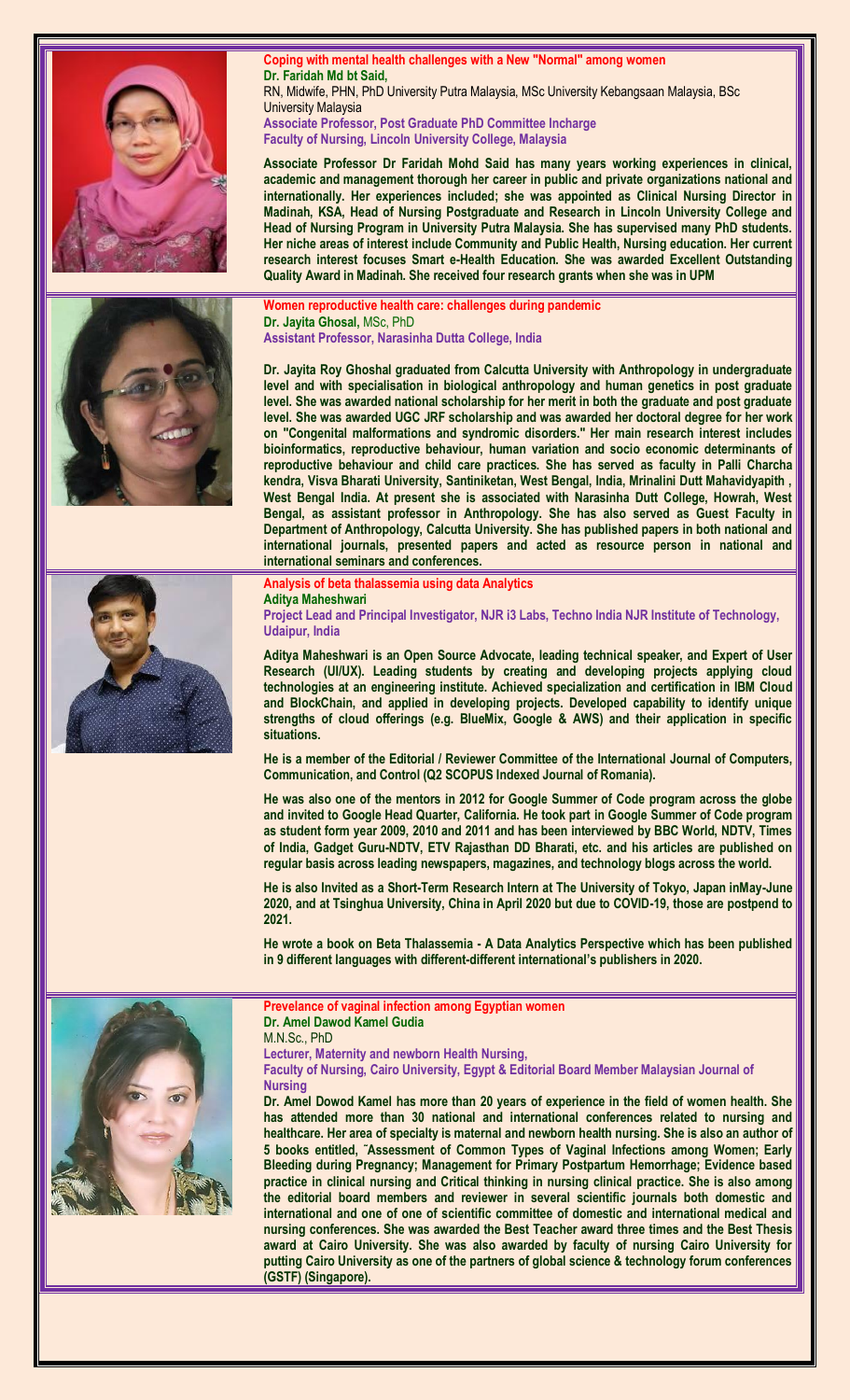## Coping with mental health challenges with a New "Normal" among women

**Dr. Faridah Md bt Said,**
RN, Midwife, PHN, PhD University Putra Malaysia, MSc University Kebangsaan Malaysia, BSc University Malaysia
**Associate Professor, Post Graduate PhD Committee Incharge**
**Faculty of Nursing, Lincoln University College, Malaysia**

**Associate Professor Dr Faridah Mohd Said has many years working experiences in clinical, academic and management thorough her career in public and private organizations national and internationally. Her experiences included; she was appointed as Clinical Nursing Director in Madinah, KSA, Head of Nursing Postgraduate and Research in Lincoln University College and Head of Nursing Program in University Putra Malaysia. She has supervised many PhD students. Her niche areas of interest include Community and Public Health, Nursing education. Her current research interest focuses Smart e-Health Education. She was awarded Excellent Outstanding Quality Award in Madinah. She received four research grants when she was in UPM**

## Women reproductive health care: challenges during pandemic

**Dr. Jayita Ghosal,** MSc, PhD
**Assistant Professor, Narasinha Dutta College, India**

**Dr. Jayita Roy Ghoshal graduated from Calcutta University with Anthropology in undergraduate level and with specialisation in biological anthropology and human genetics in post graduate level. She was awarded national scholarship for her merit in both the graduate and post graduate level. She was awarded UGC JRF scholarship and was awarded her doctoral degree for her work on "Congenital malformations and syndromic disorders." Her main research interest includes bioinformatics, reproductive behaviour, human variation and socio economic determinants of reproductive behaviour and child care practices. She has served as faculty in Palli Charcha kendra, Visva Bharati University, Santiniketan, West Bengal, India, Mrinalini Dutt Mahavidyapith, West Bengal India. At present she is associated with Narasinha Dutt College, Howrah, West Bengal, as assistant professor in Anthropology. She has also served as Guest Faculty in Department of Anthropology, Calcutta University. She has published papers in both national and international journals, presented papers and acted as resource person in national and international seminars and conferences.**

## Analysis of beta thalassemia using data Analytics

**Aditya Maheshwari**
**Project Lead and Principal Investigator, NJR i3 Labs, Techno India NJR Institute of Technology, Udaipur, India**

**Aditya Maheshwari is an Open Source Advocate, leading technical speaker, and Expert of User Research (UI/UX). Leading students by creating and developing projects applying cloud technologies at an engineering institute. Achieved specialization and certification in IBM Cloud and BlockChain, and applied in developing projects. Developed capability to identify unique strengths of cloud offerings (e.g. BlueMix, Google & AWS) and their application in specific situations.**

**He is a member of the Editorial / Reviewer Committee of the International Journal of Computers, Communication, and Control (Q2 SCOPUS Indexed Journal of Romania).**

**He was also one of the mentors in 2012 for Google Summer of Code program across the globe and invited to Google Head Quarter, California. He took part in Google Summer of Code program as student form year 2009, 2010 and 2011 and has been interviewed by BBC World, NDTV, Times of India, Gadget Guru-NDTV, ETV Rajasthan DD Bharati, etc. and his articles are published on regular basis across leading newspapers, magazines, and technology blogs across the world.**

**He is also Invited as a Short-Term Research Intern at The University of Tokyo, Japan inMay-June 2020, and at Tsinghua University, China in April 2020 but due to COVID-19, those are postpend to 2021.**

**He wrote a book on Beta Thalassemia - A Data Analytics Perspective which has been published in 9 different languages with different-different international's publishers in 2020.**

## Prevelance of vaginal infection among Egyptian women

**Dr. Amel Dawod Kamel Gudia**
M.N.Sc., PhD
**Lecturer, Maternity and newborn Health Nursing,**
**Faculty of Nursing, Cairo University, Egypt & Editorial Board Member Malaysian Journal of Nursing**

**Dr. Amel Dowod Kamel has more than 20 years of experience in the field of women health. She has attended more than 30 national and international conferences related to nursing and healthcare. Her area of specialty is maternal and newborn health nursing. She is also an author of 5 books entitled, ˜Assessment of Common Types of Vaginal Infections among Women; Early Bleeding during Pregnancy; Management for Primary Postpartum Hemorrhage; Evidence based practice in clinical nursing and Critical thinking in nursing clinical practice. She is also among the editorial board members and reviewer in several scientific journals both domestic and international and one of one of scientific committee of domestic and international medical and nursing conferences. She was awarded the Best Teacher award three times and the Best Thesis award at Cairo University. She was also awarded by faculty of nursing Cairo University for putting Cairo University as one of the partners of global science & technology forum conferences (GSTF) (Singapore).**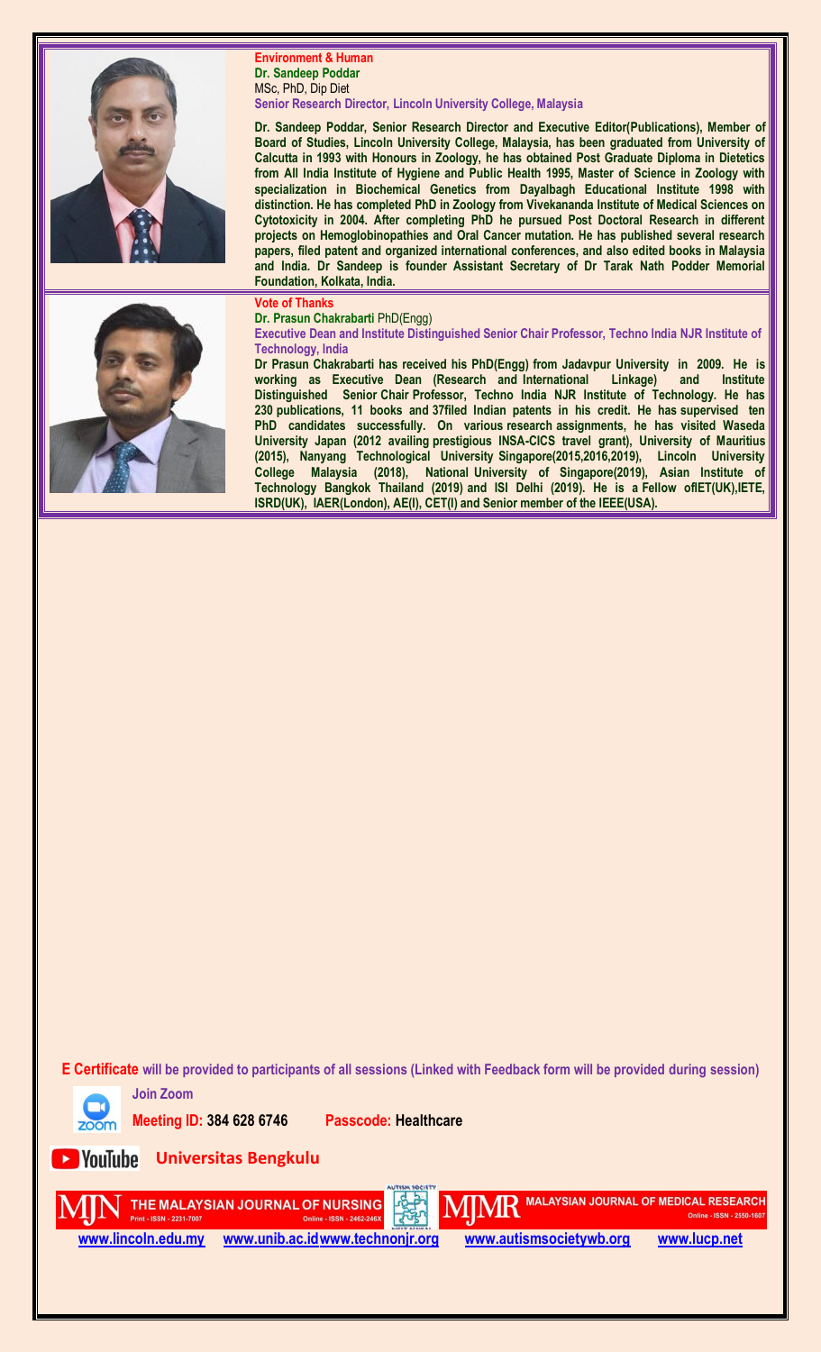**Environment & Human**

**Dr. Sandeep Poddar**
MSc, PhD, Dip Diet
**Senior Research Director, Lincoln University College, Malaysia**

**Dr. Sandeep Poddar, Senior Research Director and Executive Editor(Publications), Member of Board of Studies, Lincoln University College, Malaysia, has been graduated from University of Calcutta in 1993 with Honours in Zoology, he has obtained Post Graduate Diploma in Dietetics from All India Institute of Hygiene and Public Health 1995, Master of Science in Zoology with specialization in Biochemical Genetics from Dayalbagh Educational Institute 1998 with distinction. He has completed PhD in Zoology from Vivekananda Institute of Medical Sciences on Cytotoxicity in 2004. After completing PhD he pursued Post Doctoral Research in different projects on Hemoglobinopathies and Oral Cancer mutation. He has published several research papers, filed patent and organized international conferences, and also edited books in Malaysia and India. Dr Sandeep is founder Assistant Secretary of Dr Tarak Nath Podder Memorial Foundation, Kolkata, India.**

**Vote of Thanks**

**Dr. Prasun Chakrabarti** PhD(Engg)
**Executive Dean and Institute Distinguished Senior Chair Professor, Techno India NJR Institute of Technology, India**

**Dr Prasun Chakrabarti has received his PhD(Engg) from Jadavpur University in 2009. He is working as Executive Dean (Research and International Linkage) and Institute Distinguished Senior Chair Professor, Techno India NJR Institute of Technology. He has 230 publications, 11 books and 37filed Indian patents in his credit. He has supervised ten PhD candidates successfully. On various research assignments, he has visited Waseda University Japan (2012 availing prestigious INSA-CICS travel grant), University of Mauritius (2015), Nanyang Technological University Singapore(2015,2016,2019), Lincoln University College Malaysia (2018), National University of Singapore(2019), Asian Institute of Technology Bangkok Thailand (2019) and ISI Delhi (2019). He is a Fellow ofIET(UK),IETE, ISRD(UK), IAER(London), AE(I), CET(I) and Senior member of the IEEE(USA).**

**E Certificate will be provided to participants of all sessions (Linked with Feedback form will be provided during session)**

**Join Zoom**

**Meeting ID: 384 628 6746** **Passcode: Healthcare**

**YouTube Universitas Bengkulu**

MJN THE MALAYSIAN JOURNAL OF NURSING Print - ISSN - 2231-7007 Online - ISSN - 2462-246X

MJMR MALAYSIAN JOURNAL OF MEDICAL RESEARCH Online - ISSN - 2550-1607

www.lincoln.edu.my www.unib.ac.id www.technonjr.org www.autismsocietywb.org www.lucp.net